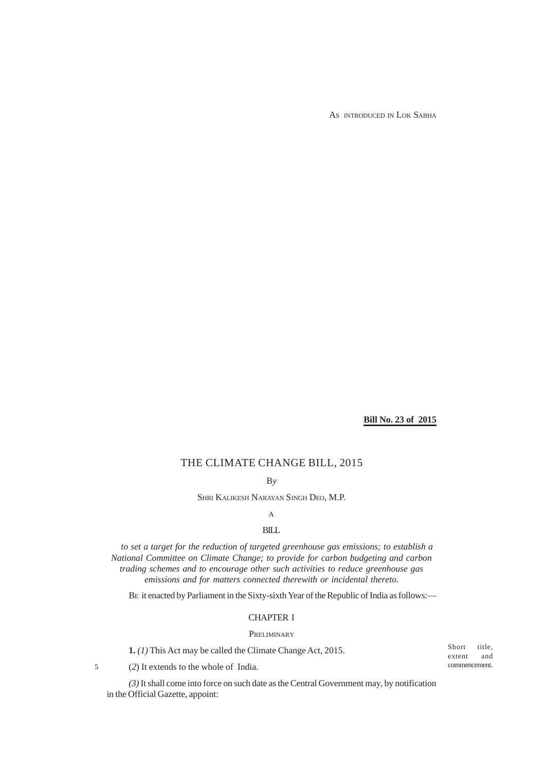AS INTRODUCED IN LOK SABHA

**Bill No. 23 of 2015**

# THE CLIMATE CHANGE BILL, 2015

B*y*

SHRI KALIKESH NARAYAN SINGH DEO, M.P.

A

BILL

*to set a target for the reduction of targeted greenhouse gas emissions; to establish a National Committee on Climate Change; to provide for carbon budgeting and carbon trading schemes and to encourage other such activities to reduce greenhouse gas emissions and for matters connected therewith or incidental thereto.*

BE it enacted by Parliament in the Sixty-sixth Year of the Republic of India as follows:—

## CHAPTER I

### PRELIMINARY

Short title, extent and commencement.

**1.** *(1)* This Act may be called the Climate Change Act, 2015.

(*2*) It extends to the whole of India.

*(3)* It shall come into force on such date as the Central Government may, by notification in the Official Gazette, appoint: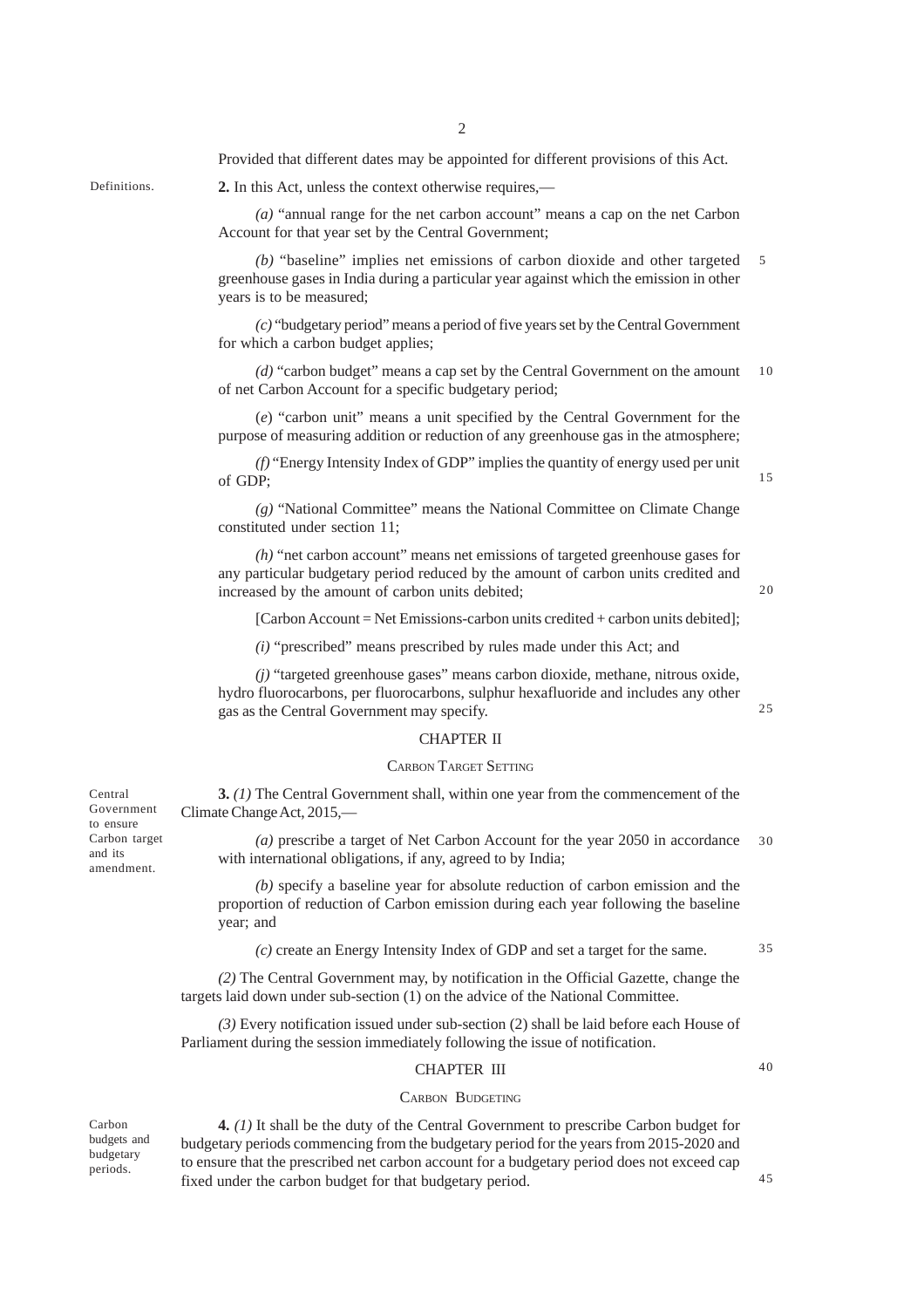Provided that different dates may be appointed for different provisions of this Act.

Definitions.

**2.** In this Act, unless the context otherwise requires,—

*(a)* "annual range for the net carbon account" means a cap on the net Carbon Account for that year set by the Central Government;

*(b)* "baseline" implies net emissions of carbon dioxide and other targeted greenhouse gases in India during a particular year against which the emission in other years is to be measured;

*(c)* "budgetary period" means a period of five years set by the Central Government for which a carbon budget applies;

*(d)* "carbon budget" means a cap set by the Central Government on the amount of net Carbon Account for a specific budgetary period;

(*e*) "carbon unit" means a unit specified by the Central Government for the purpose of measuring addition or reduction of any greenhouse gas in the atmosphere;

*(f)* "Energy Intensity Index of GDP" implies the quantity of energy used per unit of GDP;

*(g)* "National Committee" means the National Committee on Climate Change constituted under section 11;

*(h)* "net carbon account" means net emissions of targeted greenhouse gases for any particular budgetary period reduced by the amount of carbon units credited and increased by the amount of carbon units debited;

[Carbon Account = Net Emissions-carbon units credited + carbon units debited];

*(i)* "prescribed" means prescribed by rules made under this Act; and

*(j)* "targeted greenhouse gases" means carbon dioxide, methane, nitrous oxide, hydro fluorocarbons, per fluorocarbons, sulphur hexafluoride and includes any other gas as the Central Government may specify.

## CHAPTER II

### CARBON TARGET SETTING

Central Government to ensure Carbon target and its amendment.

**3.** *(1)* The Central Government shall, within one year from the commencement of the Climate Change Act, 2015,—

*(a)* prescribe a target of Net Carbon Account for the year 2050 in accordance with international obligations, if any, agreed to by India;

*(b)* specify a baseline year for absolute reduction of carbon emission and the proportion of reduction of Carbon emission during each year following the baseline year; and

*(c)* create an Energy Intensity Index of GDP and set a target for the same.

*(2)* The Central Government may, by notification in the Official Gazette, change the targets laid down under sub-section (1) on the advice of the National Committee.

*(3)* Every notification issued under sub-section (2) shall be laid before each House of Parliament during the session immediately following the issue of notification.

## CHAPTER III

### CARBON BUDGETING

Carbon budgets and budgetary periods.

**4.** *(1)* It shall be the duty of the Central Government to prescribe Carbon budget for budgetary periods commencing from the budgetary period for the years from 2015-2020 and to ensure that the prescribed net carbon account for a budgetary period does not exceed cap fixed under the carbon budget for that budgetary period.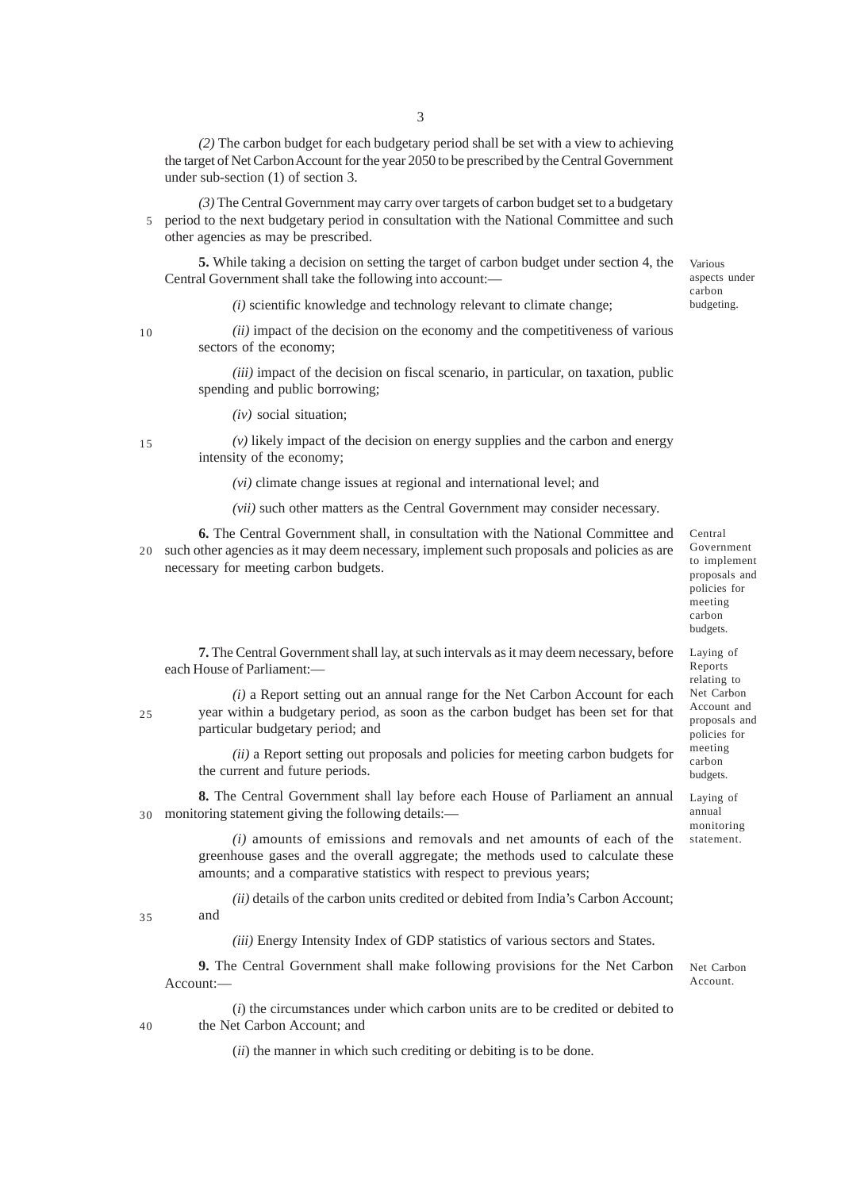*(2)* The carbon budget for each budgetary period shall be set with a view to achieving the target of Net Carbon Account for the year 2050 to be prescribed by the Central Government under sub-section (1) of section 3.

*(3)* The Central Government may carry over targets of carbon budget set to a budgetary period to the next budgetary period in consultation with the National Committee and such other agencies as may be prescribed.

Various aspects under carbon budgeting.

**5.** While taking a decision on setting the target of carbon budget under section 4, the Central Government shall take the following into account:—

*(i)* scientific knowledge and technology relevant to climate change;

*(ii)* impact of the decision on the economy and the competitiveness of various sectors of the economy;

*(iii)* impact of the decision on fiscal scenario, in particular, on taxation, public spending and public borrowing;

*(iv)* social situation;

*(v)* likely impact of the decision on energy supplies and the carbon and energy intensity of the economy;

*(vi)* climate change issues at regional and international level; and

*(vii)* such other matters as the Central Government may consider necessary.

Central Government to implement proposals and policies for meeting carbon budgets.

**6.** The Central Government shall, in consultation with the National Committee and such other agencies as it may deem necessary, implement such proposals and policies as are necessary for meeting carbon budgets.

Laying of Reports relating to Net Carbon Account and proposals and policies for meeting carbon budgets.

**7.** The Central Government shall lay, at such intervals as it may deem necessary, before each House of Parliament:—

*(i)* a Report setting out an annual range for the Net Carbon Account for each year within a budgetary period, as soon as the carbon budget has been set for that particular budgetary period; and

*(ii)* a Report setting out proposals and policies for meeting carbon budgets for the current and future periods.

Laying of annual monitoring statement.

**8.** The Central Government shall lay before each House of Parliament an annual monitoring statement giving the following details:—

*(i)* amounts of emissions and removals and net amounts of each of the greenhouse gases and the overall aggregate; the methods used to calculate these amounts; and a comparative statistics with respect to previous years;

*(ii)* details of the carbon units credited or debited from India's Carbon Account; and

*(iii)* Energy Intensity Index of GDP statistics of various sectors and States.

Net Carbon Account.

**9.** The Central Government shall make following provisions for the Net Carbon Account:—

(*i*) the circumstances under which carbon units are to be credited or debited to the Net Carbon Account; and

(*ii*) the manner in which such crediting or debiting is to be done.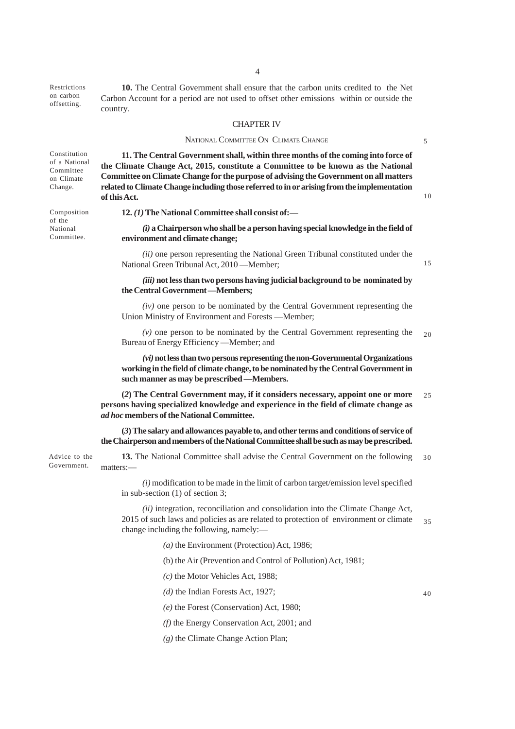Restrictions on carbon offsetting.

**10.** The Central Government shall ensure that the carbon units credited to the Net Carbon Account for a period are not used to offset other emissions within or outside the country.

## CHAPTER IV

### NATIONAL COMMITTEE ON CLIMATE CHANGE

Constitution of a National Committee on Climate Change.

**11. The Central Government shall, within three months of the coming into force of the Climate Change Act, 2015, constitute a Committee to be known as the National Committee on Climate Change for the purpose of advising the Government on all matters related to Climate Change including those referred to in or arising from the implementation of this Act.**

Composition of the National Committee.

**12.** ***(1)*** **The National Committee shall consist of:—**

***(i)*** **a Chairperson who shall be a person having special knowledge in the field of environment and climate change;**

*(ii)* one person representing the National Green Tribunal constituted under the National Green Tribunal Act, 2010 —Member;

***(iii)*** **not less than two persons having judicial background to be nominated by the Central Government —Members;**

*(iv)* one person to be nominated by the Central Government representing the Union Ministry of Environment and Forests —Member;

*(v)* one person to be nominated by the Central Government representing the Bureau of Energy Efficiency —Member; and

***(vi)*** **not less than two persons representing the non-Governmental Organizations working in the field of climate change, to be nominated by the Central Government in such manner as may be prescribed —Members.**

**(*2*) The Central Government may, if it considers necessary, appoint one or more persons having specialized knowledge and experience in the field of climate change as *ad hoc* members of the National Committee.**

**(*3*) The salary and allowances payable to, and other terms and conditions of service of the Chairperson and members of the National Committee shall be such as may be prescribed.**

Advice to the Government.

**13.** The National Committee shall advise the Central Government on the following matters:—

*(i)* modification to be made in the limit of carbon target/emission level specified in sub-section (1) of section 3;

*(ii)* integration, reconciliation and consolidation into the Climate Change Act, 2015 of such laws and policies as are related to protection of environment or climate change including the following, namely:—

*(a)* the Environment (Protection) Act, 1986;

(b) the Air (Prevention and Control of Pollution) Act, 1981;

*(c)* the Motor Vehicles Act, 1988;

*(d)* the Indian Forests Act, 1927;

*(e)* the Forest (Conservation) Act, 1980;

*(f)* the Energy Conservation Act, 2001; and

*(g)* the Climate Change Action Plan;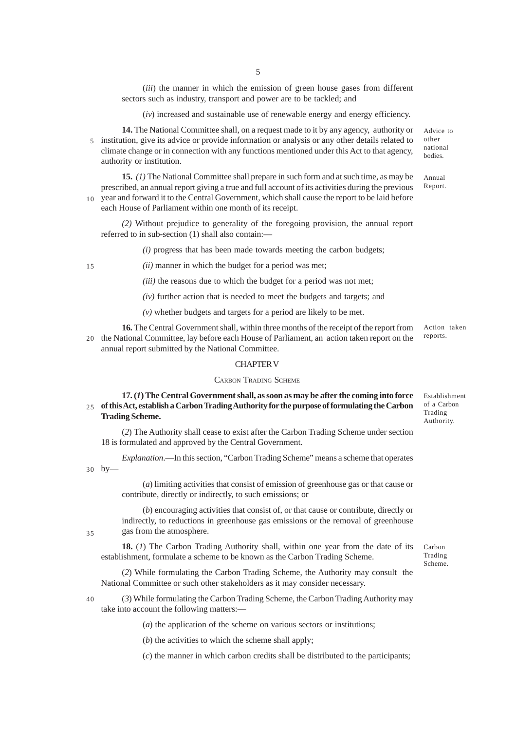(*iii*) the manner in which the emission of green house gases from different sectors such as industry, transport and power are to be tackled; and

(*iv*) increased and sustainable use of renewable energy and energy efficiency.

**14.** The National Committee shall, on a request made to it by any agency, authority or institution, give its advice or provide information or analysis or any other details related to climate change or in connection with any functions mentioned under this Act to that agency, authority or institution. *Advice to other national bodies.*

**15.** *(1)* The National Committee shall prepare in such form and at such time, as may be prescribed, an annual report giving a true and full account of its activities during the previous year and forward it to the Central Government, which shall cause the report to be laid before each House of Parliament within one month of its receipt. *Annual Report.*

*(2)* Without prejudice to generality of the foregoing provision, the annual report referred to in sub-section (1) shall also contain:—

*(i)* progress that has been made towards meeting the carbon budgets;

*(ii)* manner in which the budget for a period was met;

*(iii)* the reasons due to which the budget for a period was not met;

*(iv)* further action that is needed to meet the budgets and targets; and

*(v)* whether budgets and targets for a period are likely to be met.

**16.** The Central Government shall, within three months of the receipt of the report from the National Committee, lay before each House of Parliament, an action taken report on the annual report submitted by the National Committee. *Action taken reports.*

## CHAPTER V

### CARBON TRADING SCHEME

**17. (*1*) The Central Government shall, as soon as may be after the coming into force of this Act, establish a Carbon Trading Authority for the purpose of formulating the Carbon Trading Scheme.** *Establishment of a Carbon Trading Authority.*

(*2*) The Authority shall cease to exist after the Carbon Trading Scheme under section 18 is formulated and approved by the Central Government.

*Explanation*.—In this section, "Carbon Trading Scheme" means a scheme that operates by—

(*a*) limiting activities that consist of emission of greenhouse gas or that cause or contribute, directly or indirectly, to such emissions; or

(*b*) encouraging activities that consist of, or that cause or contribute, directly or indirectly, to reductions in greenhouse gas emissions or the removal of greenhouse gas from the atmosphere.

**18.** (*1*) The Carbon Trading Authority shall, within one year from the date of its establishment, formulate a scheme to be known as the Carbon Trading Scheme. *Carbon Trading Scheme.*

(*2*) While formulating the Carbon Trading Scheme, the Authority may consult the National Committee or such other stakeholders as it may consider necessary.

(*3*) While formulating the Carbon Trading Scheme, the Carbon Trading Authority may take into account the following matters:—

(*a*) the application of the scheme on various sectors or institutions;

(*b*) the activities to which the scheme shall apply;

(*c*) the manner in which carbon credits shall be distributed to the participants;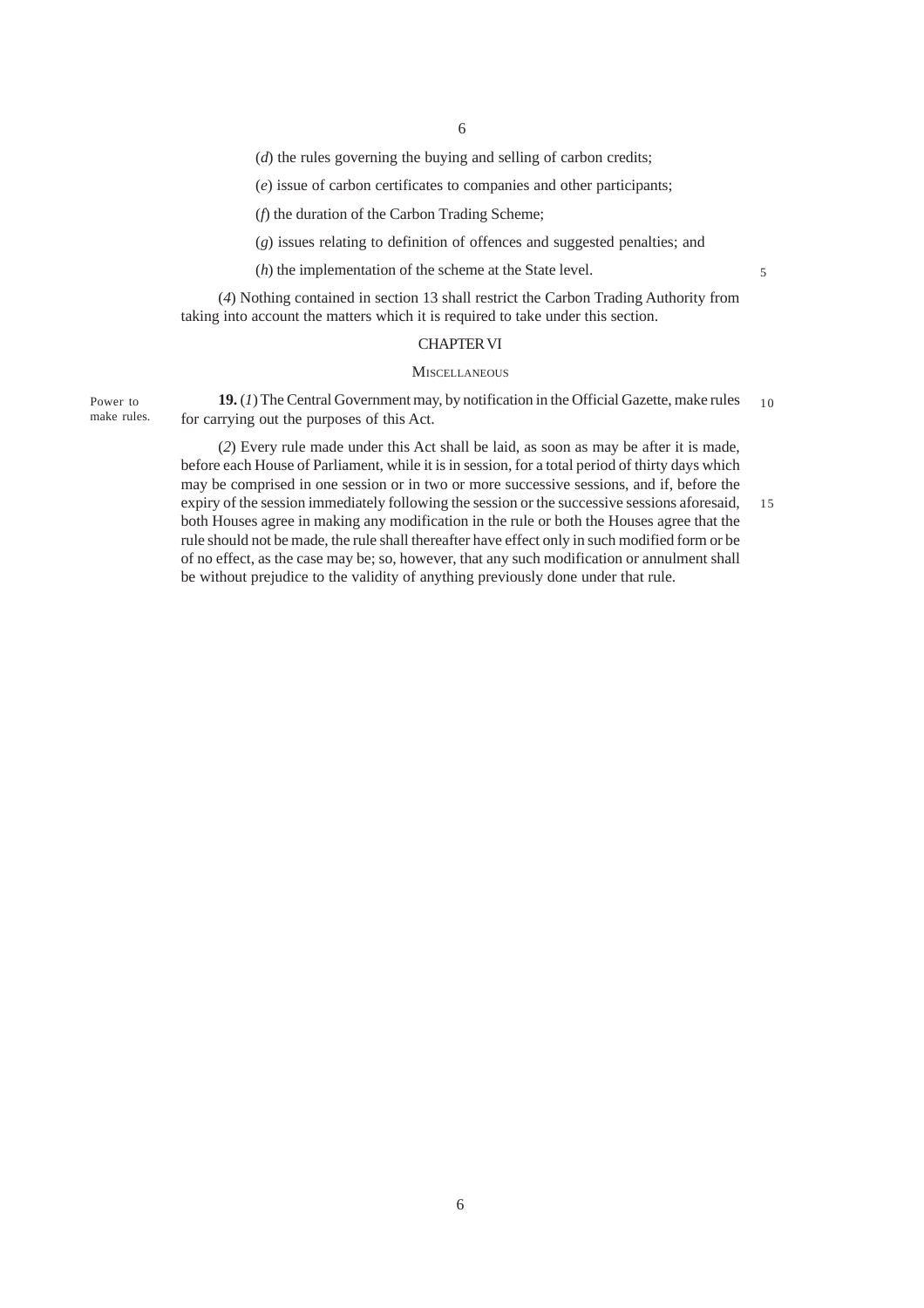(*d*) the rules governing the buying and selling of carbon credits;

(*e*) issue of carbon certificates to companies and other participants;

(*f*) the duration of the Carbon Trading Scheme;

(*g*) issues relating to definition of offences and suggested penalties; and

(*h*) the implementation of the scheme at the State level.

(*4*) Nothing contained in section 13 shall restrict the Carbon Trading Authority from taking into account the matters which it is required to take under this section.

## CHAPTER VI

### MISCELLANEOUS

Power to make rules.

**19.** (*1*) The Central Government may, by notification in the Official Gazette, make rules for carrying out the purposes of this Act.

(*2*) Every rule made under this Act shall be laid, as soon as may be after it is made, before each House of Parliament, while it is in session, for a total period of thirty days which may be comprised in one session or in two or more successive sessions, and if, before the expiry of the session immediately following the session or the successive sessions aforesaid, both Houses agree in making any modification in the rule or both the Houses agree that the rule should not be made, the rule shall thereafter have effect only in such modified form or be of no effect, as the case may be; so, however, that any such modification or annulment shall be without prejudice to the validity of anything previously done under that rule.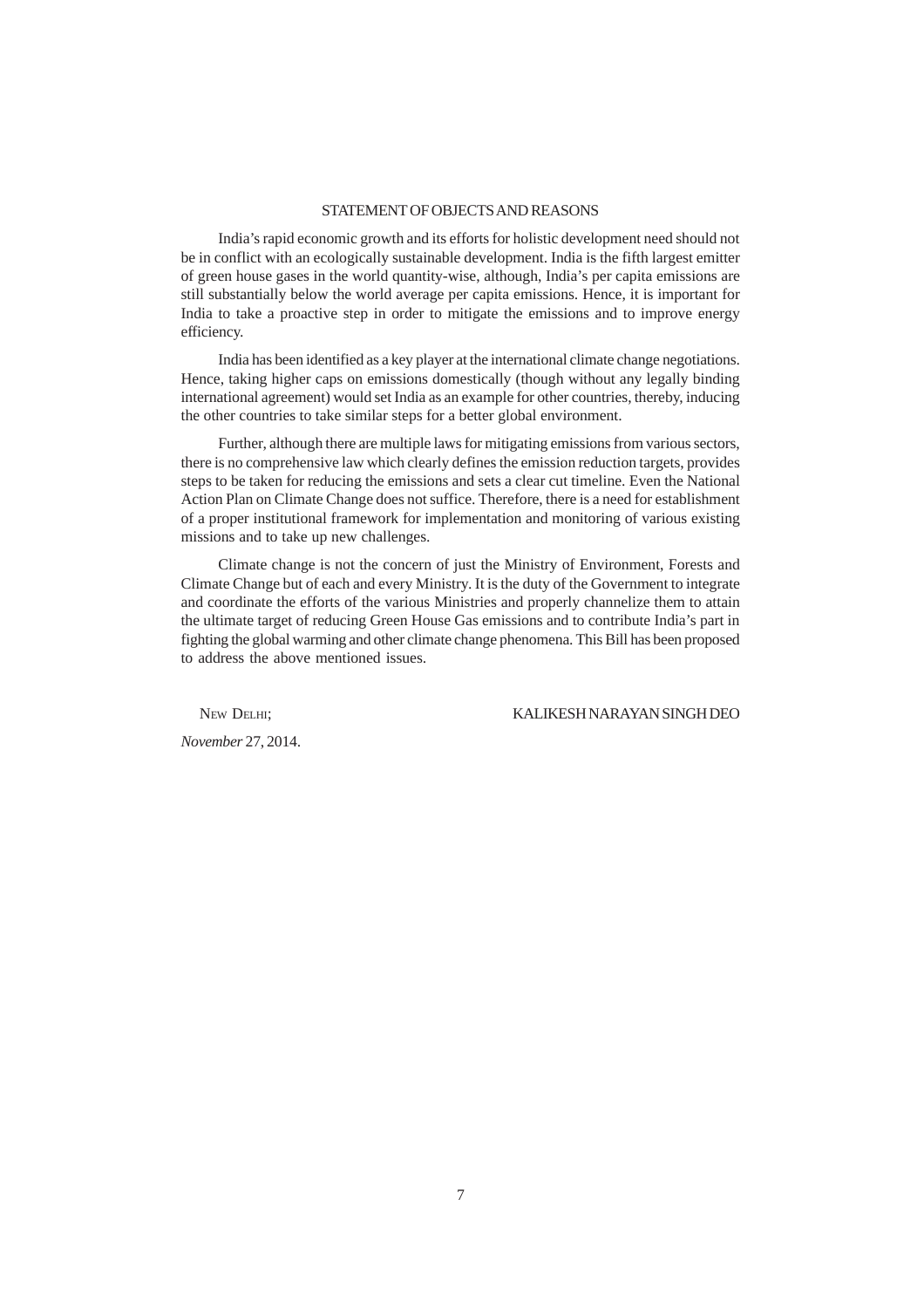## STATEMENT OF OBJECTS AND REASONS

India's rapid economic growth and its efforts for holistic development need should not be in conflict with an ecologically sustainable development. India is the fifth largest emitter of green house gases in the world quantity-wise, although, India's per capita emissions are still substantially below the world average per capita emissions. Hence, it is important for India to take a proactive step in order to mitigate the emissions and to improve energy efficiency.

India has been identified as a key player at the international climate change negotiations. Hence, taking higher caps on emissions domestically (though without any legally binding international agreement) would set India as an example for other countries, thereby, inducing the other countries to take similar steps for a better global environment.

Further, although there are multiple laws for mitigating emissions from various sectors, there is no comprehensive law which clearly defines the emission reduction targets, provides steps to be taken for reducing the emissions and sets a clear cut timeline. Even the National Action Plan on Climate Change does not suffice. Therefore, there is a need for establishment of a proper institutional framework for implementation and monitoring of various existing missions and to take up new challenges.

Climate change is not the concern of just the Ministry of Environment, Forests and Climate Change but of each and every Ministry. It is the duty of the Government to integrate and coordinate the efforts of the various Ministries and properly channelize them to attain the ultimate target of reducing Green House Gas emissions and to contribute India's part in fighting the global warming and other climate change phenomena. This Bill has been proposed to address the above mentioned issues.

NEW DELHI; KALIKESH NARAYAN SINGH DEO

*November* 27, 2014.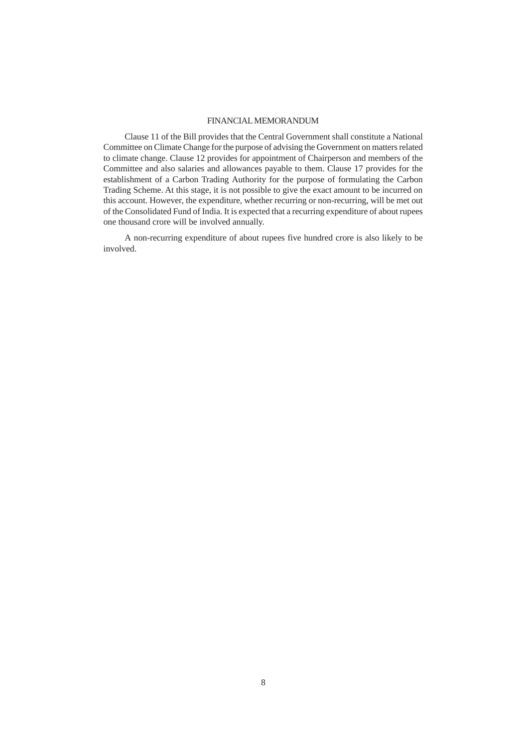## FINANCIAL MEMORANDUM

Clause 11 of the Bill provides that the Central Government shall constitute a National Committee on Climate Change for the purpose of advising the Government on matters related to climate change. Clause 12 provides for appointment of Chairperson and members of the Committee and also salaries and allowances payable to them. Clause 17 provides for the establishment of a Carbon Trading Authority for the purpose of formulating the Carbon Trading Scheme. At this stage, it is not possible to give the exact amount to be incurred on this account. However, the expenditure, whether recurring or non-recurring, will be met out of the Consolidated Fund of India. It is expected that a recurring expenditure of about rupees one thousand crore will be involved annually.

A non-recurring expenditure of about rupees five hundred crore is also likely to be involved.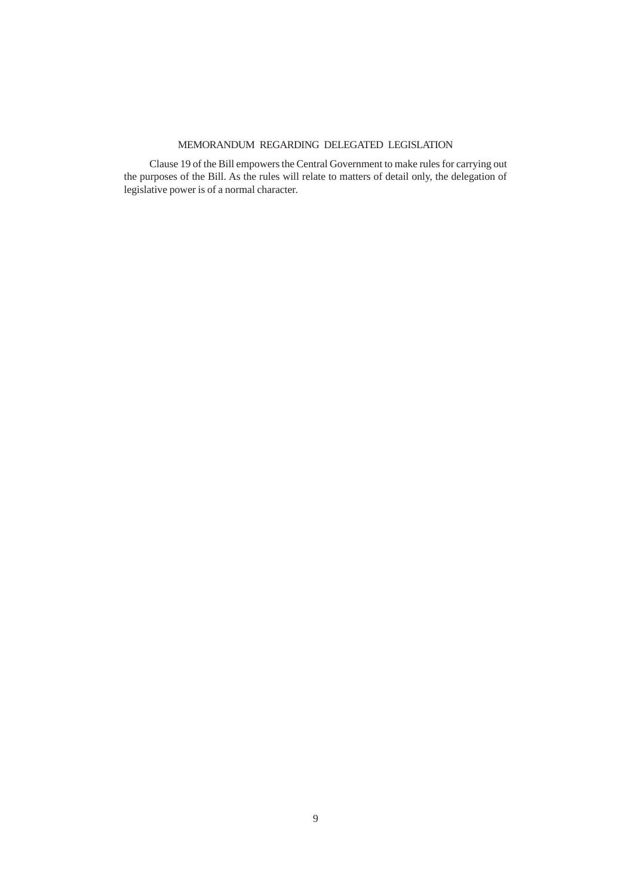## MEMORANDUM REGARDING DELEGATED LEGISLATION

Clause 19 of the Bill empowers the Central Government to make rules for carrying out the purposes of the Bill. As the rules will relate to matters of detail only, the delegation of legislative power is of a normal character.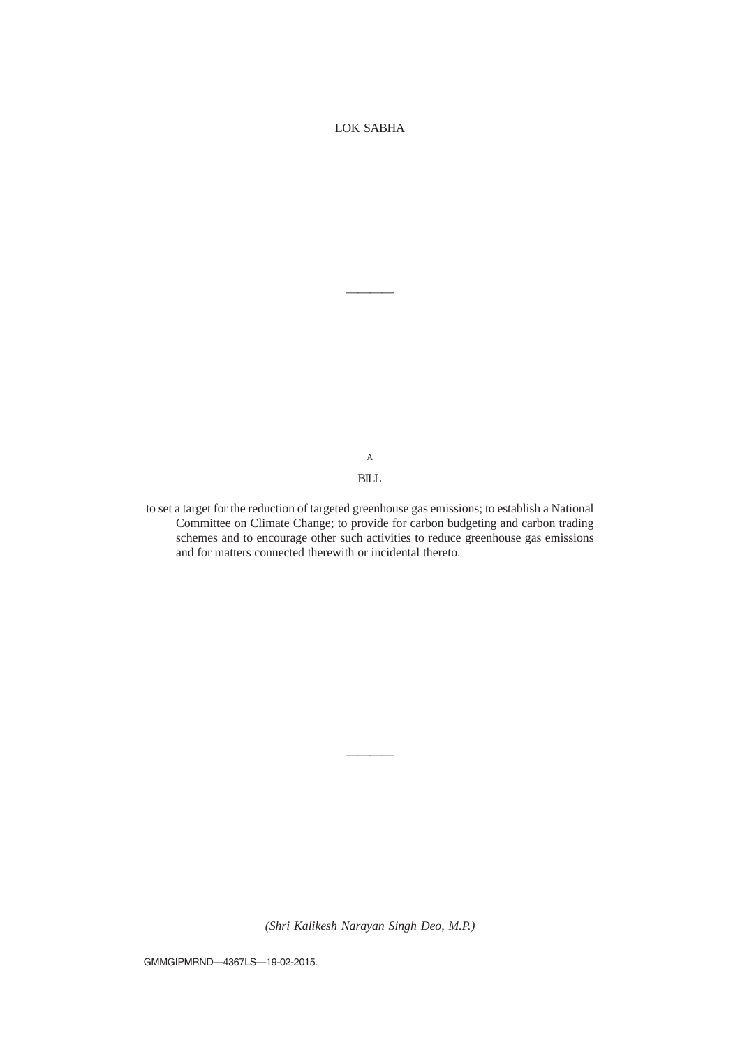LOK SABHA

————

A

BILL

to set a target for the reduction of targeted greenhouse gas emissions; to establish a National Committee on Climate Change; to provide for carbon budgeting and carbon trading schemes and to encourage other such activities to reduce greenhouse gas emissions and for matters connected therewith or incidental thereto.

————

*(Shri Kalikesh Narayan Singh Deo, M.P.)*

GMMGIPMRND—4367LS—19-02-2015.